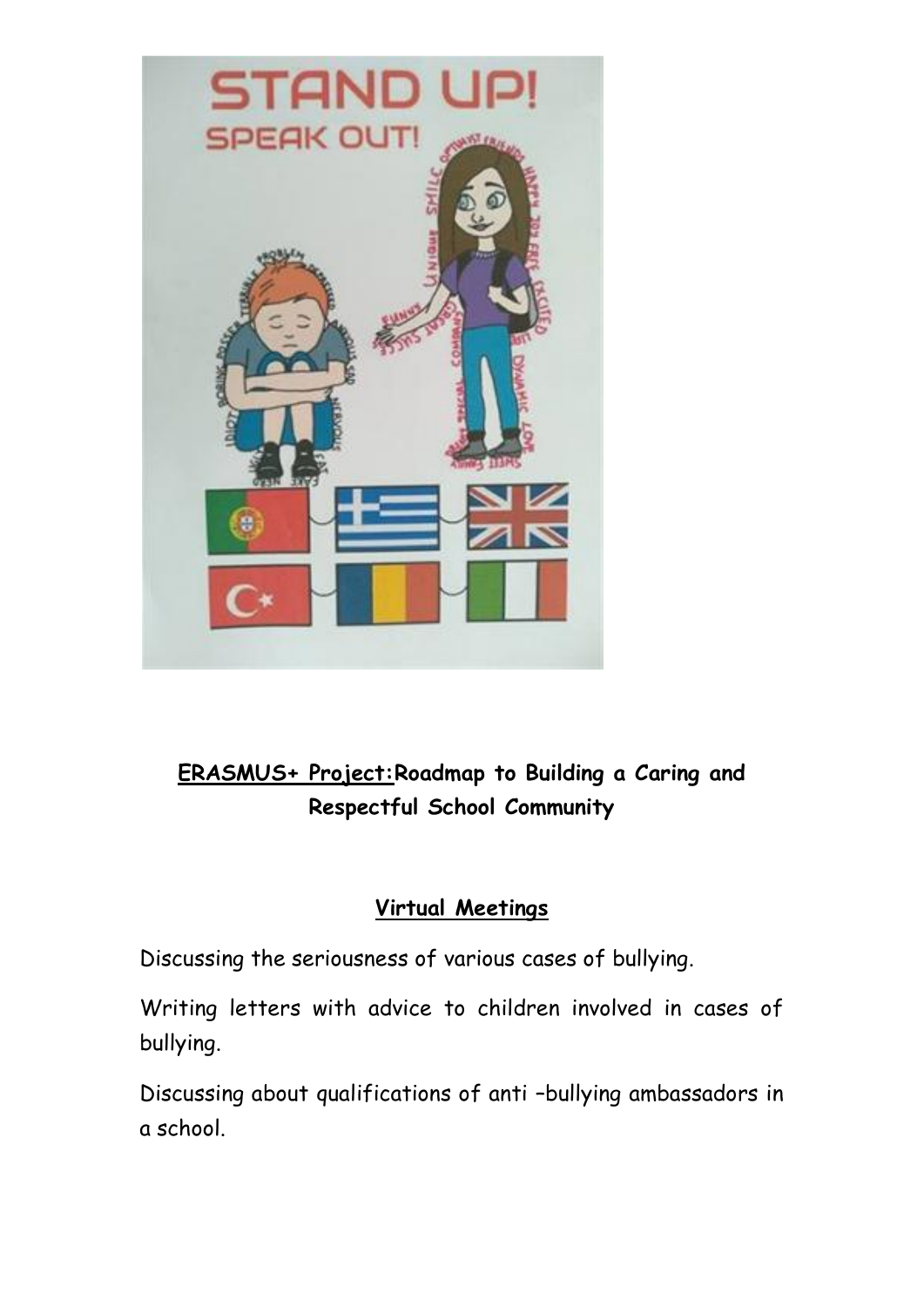**ERASMUS+ Project:** **Roadmap to Building a Caring and Respectful School Community**

## Virtual Meetings

Discussing the seriousness of various cases of bullying.

Writing letters with advice to children involved in cases of bullying.

Discussing about qualifications of anti –bullying ambassadors in a school.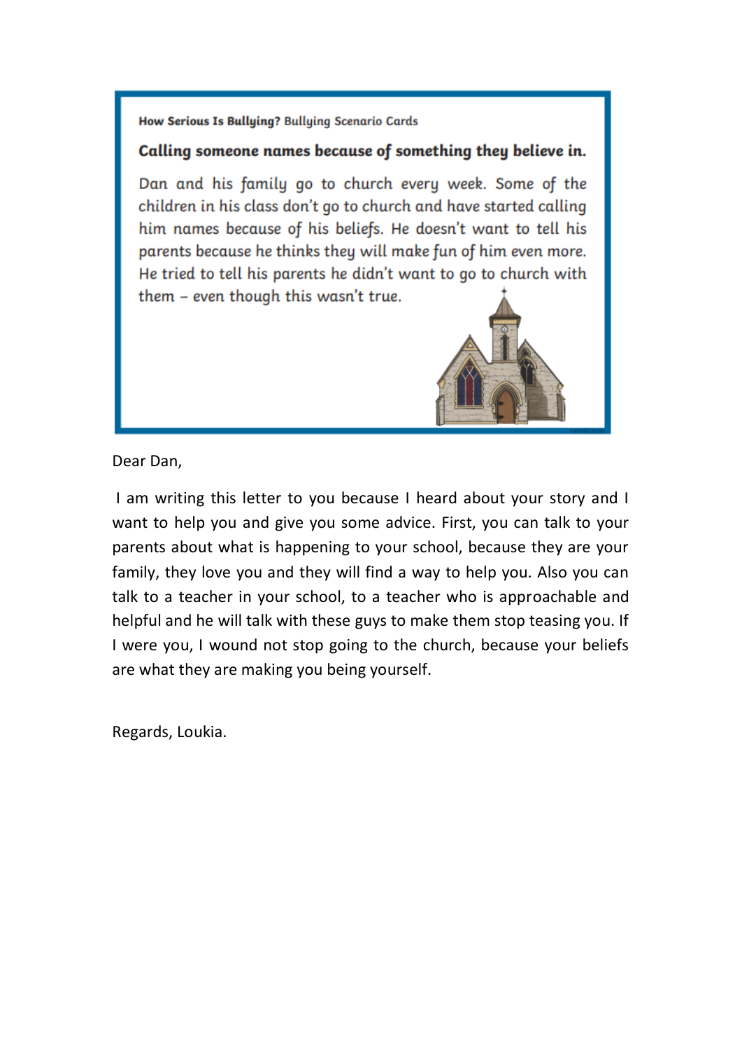How Serious Is Bullying? Bullying Scenario Cards

**Calling someone names because of something they believe in.**

Dan and his family go to church every week. Some of the children in his class don't go to church and have started calling him names because of his beliefs. He doesn't want to tell his parents because he thinks they will make fun of him even more. He tried to tell his parents he didn't want to go to church with them – even though this wasn't true.

Dear Dan,

I am writing this letter to you because I heard about your story and I want to help you and give you some advice. First, you can talk to your parents about what is happening to your school, because they are your family, they love you and they will find a way to help you. Also you can talk to a teacher in your school, to a teacher who is approachable and helpful and he will talk with these guys to make them stop teasing you. If I were you, I wound not stop going to the church, because your beliefs are what they are making you being yourself.

Regards, Loukia.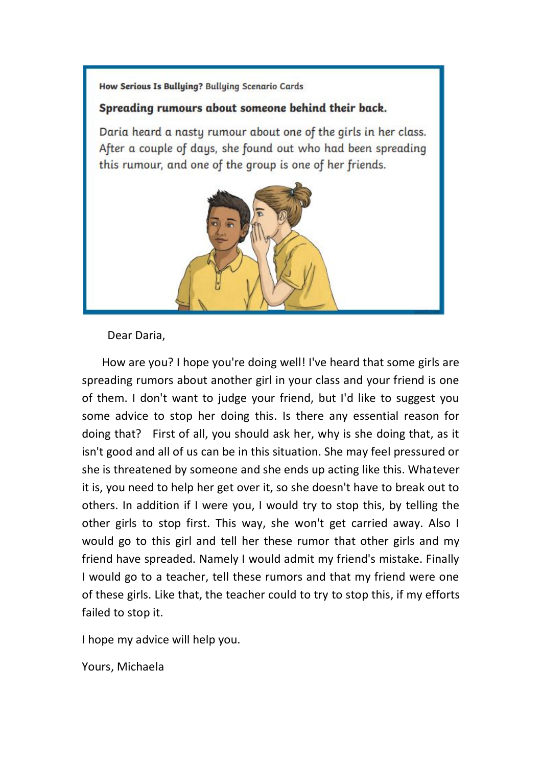How Serious Is Bullying? Bullying Scenario Cards

**Spreading rumours about someone behind their back.**

Daria heard a nasty rumour about one of the girls in her class. After a couple of days, she found out who had been spreading this rumour, and one of the group is one of her friends.

Dear Daria,

How are you? I hope you're doing well! I've heard that some girls are spreading rumors about another girl in your class and your friend is one of them. I don't want to judge your friend, but I'd like to suggest you some advice to stop her doing this. Is there any essential reason for doing that? First of all, you should ask her, why is she doing that, as it isn't good and all of us can be in this situation. She may feel pressured or she is threatened by someone and she ends up acting like this. Whatever it is, you need to help her get over it, so she doesn't have to break out to others. In addition if I were you, I would try to stop this, by telling the other girls to stop first. This way, she won't get carried away. Also I would go to this girl and tell her these rumor that other girls and my friend have spreaded. Namely I would admit my friend's mistake. Finally I would go to a teacher, tell these rumors and that my friend were one of these girls. Like that, the teacher could to try to stop this, if my efforts failed to stop it.

I hope my advice will help you.

Yours, Michaela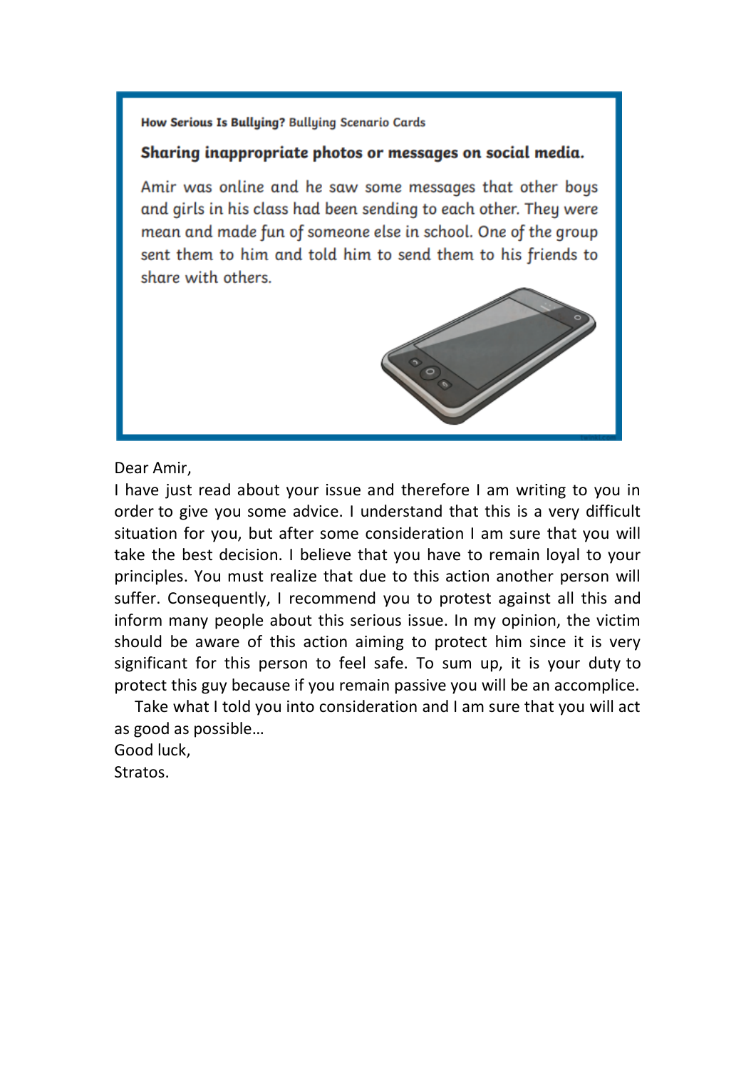How Serious Is Bullying? Bullying Scenario Cards

**Sharing inappropriate photos or messages on social media.**

Amir was online and he saw some messages that other boys and girls in his class had been sending to each other. They were mean and made fun of someone else in school. One of the group sent them to him and told him to send them to his friends to share with others.

Dear Amir,

I have just read about your issue and therefore I am writing to you in order to give you some advice. I understand that this is a very difficult situation for you, but after some consideration I am sure that you will take the best decision. I believe that you have to remain loyal to your principles. You must realize that due to this action another person will suffer. Consequently, I recommend you to protest against all this and inform many people about this serious issue. In my opinion, the victim should be aware of this action aiming to protect him since it is very significant for this person to feel safe. To sum up, it is your duty to protect this guy because if you remain passive you will be an accomplice.

Take what I told you into consideration and I am sure that you will act as good as possible…

Good luck,

Stratos.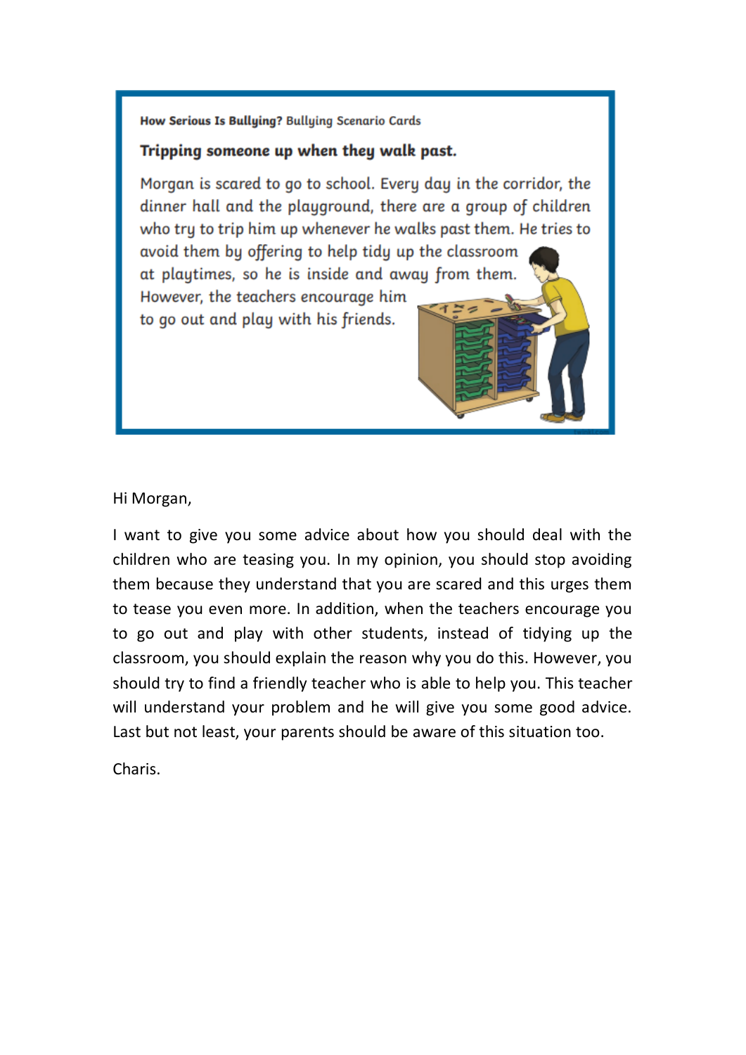**How Serious Is Bullying?** Bullying Scenario Cards

**Tripping someone up when they walk past.**

Morgan is scared to go to school. Every day in the corridor, the dinner hall and the playground, there are a group of children who try to trip him up whenever he walks past them. He tries to avoid them by offering to help tidy up the classroom at playtimes, so he is inside and away from them. However, the teachers encourage him to go out and play with his friends.

Hi Morgan,

I want to give you some advice about how you should deal with the children who are teasing you. In my opinion, you should stop avoiding them because they understand that you are scared and this urges them to tease you even more. In addition, when the teachers encourage you to go out and play with other students, instead of tidying up the classroom, you should explain the reason why you do this. However, you should try to find a friendly teacher who is able to help you. This teacher will understand your problem and he will give you some good advice. Last but not least, your parents should be aware of this situation too.

Charis.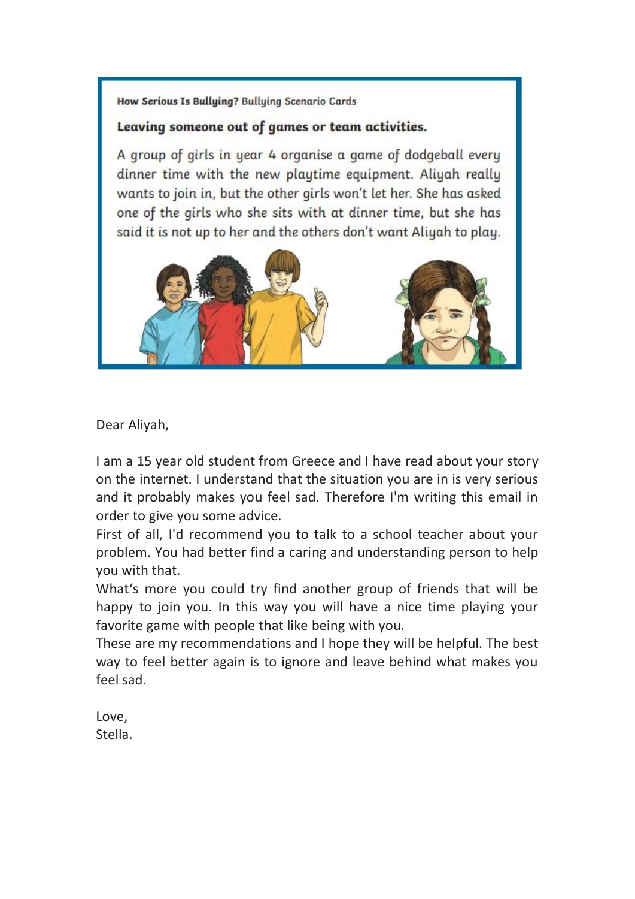**How Serious Is Bullying?** Bullying Scenario Cards

**Leaving someone out of games or team activities.**

A group of girls in year 4 organise a game of dodgeball every dinner time with the new playtime equipment. Aliyah really wants to join in, but the other girls won't let her. She has asked one of the girls who she sits with at dinner time, but she has said it is not up to her and the others don't want Aliyah to play.

Dear Aliyah,

I am a 15 year old student from Greece and I have read about your story on the internet. I understand that the situation you are in is very serious and it probably makes you feel sad. Therefore I'm writing this email in order to give you some advice.

First of all, I'd recommend you to talk to a school teacher about your problem. You had better find a caring and understanding person to help you with that.

What's more you could try find another group of friends that will be happy to join you. In this way you will have a nice time playing your favorite game with people that like being with you.

These are my recommendations and I hope they will be helpful. The best way to feel better again is to ignore and leave behind what makes you feel sad.

Love,
Stella.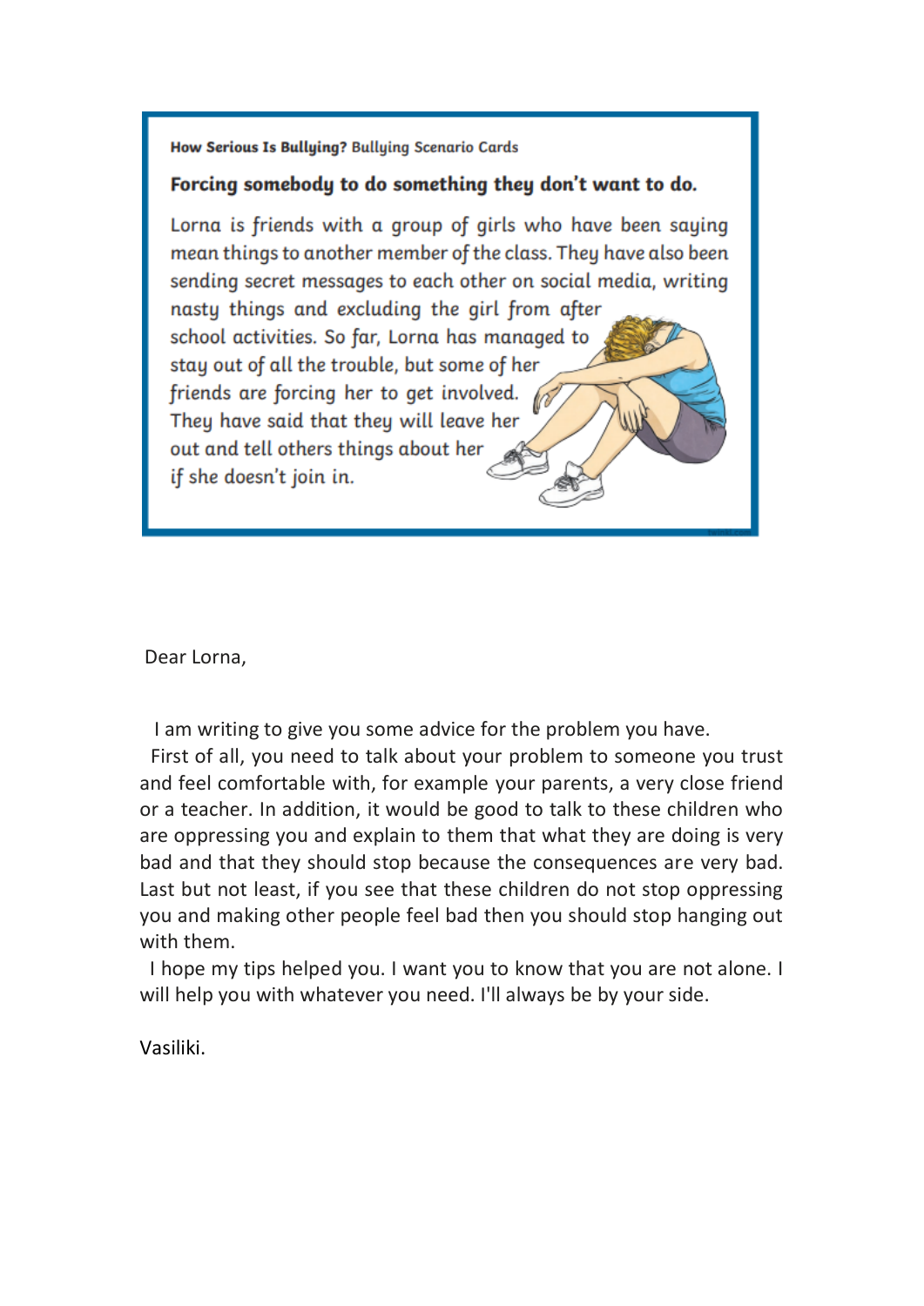How Serious Is Bullying? Bullying Scenario Cards

**Forcing somebody to do something they don't want to do.**

Lorna is friends with a group of girls who have been saying mean things to another member of the class. They have also been sending secret messages to each other on social media, writing nasty things and excluding the girl from after school activities. So far, Lorna has managed to stay out of all the trouble, but some of her friends are forcing her to get involved. They have said that they will leave her out and tell others things about her if she doesn't join in.

Dear Lorna,

I am writing to give you some advice for the problem you have.

First of all, you need to talk about your problem to someone you trust and feel comfortable with, for example your parents, a very close friend or a teacher. In addition, it would be good to talk to these children who are oppressing you and explain to them that what they are doing is very bad and that they should stop because the consequences are very bad. Last but not least, if you see that these children do not stop oppressing you and making other people feel bad then you should stop hanging out with them.

I hope my tips helped you. I want you to know that you are not alone. I will help you with whatever you need. I'll always be by your side.

Vasiliki.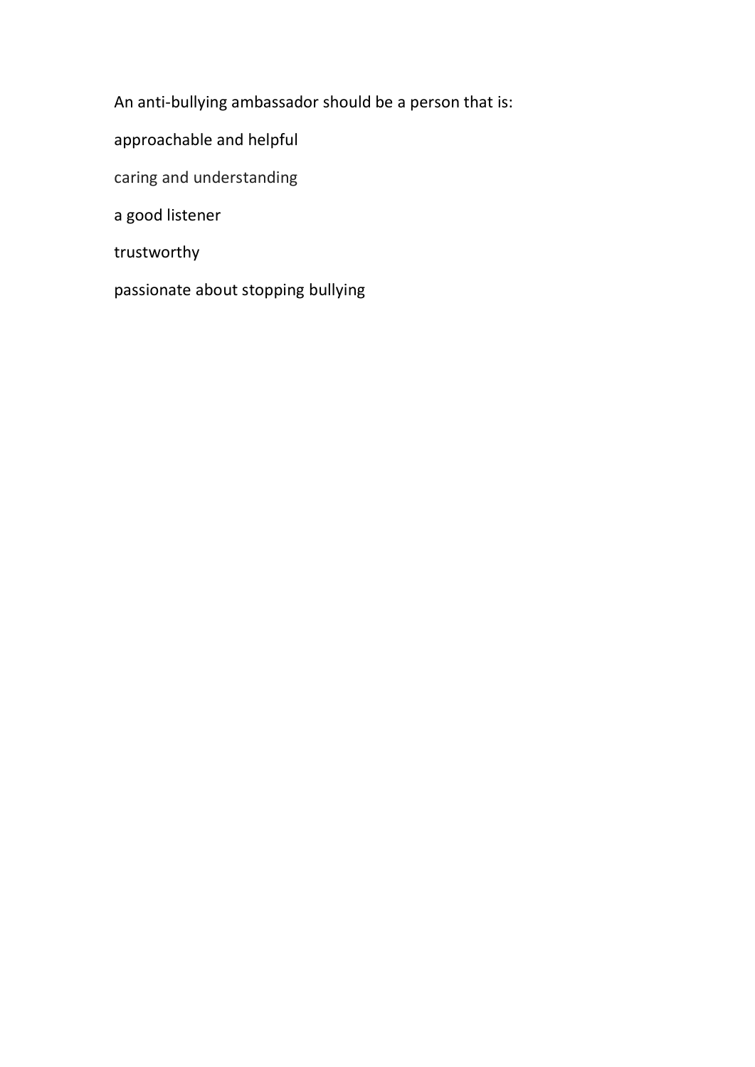An anti-bullying ambassador should be a person that is:

approachable and helpful

caring and understanding

a good listener

trustworthy

passionate about stopping bullying